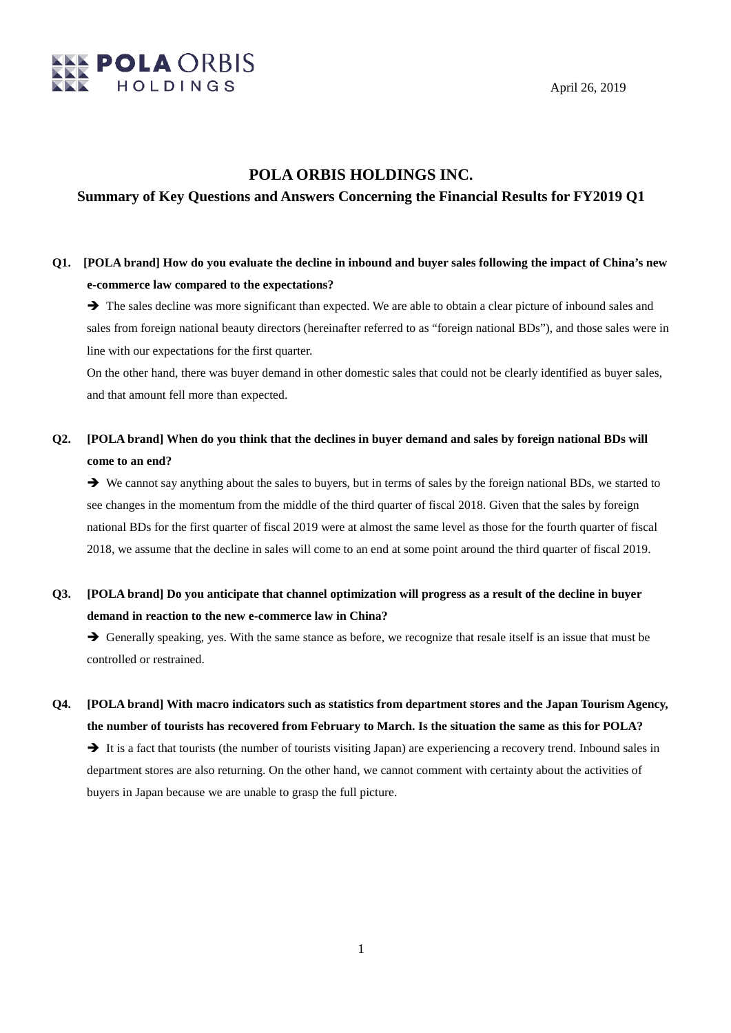POLA ORBIS HOLDINGS

April 26, 2019

# POLA ORBIS HOLDINGS INC.

## Summary of Key Questions and Answers Concerning the Financial Results for FY2019 Q1

**Q1. [POLA brand] How do you evaluate the decline in inbound and buyer sales following the impact of China's new e-commerce law compared to the expectations?**

➔ The sales decline was more significant than expected. We are able to obtain a clear picture of inbound sales and sales from foreign national beauty directors (hereinafter referred to as "foreign national BDs"), and those sales were in line with our expectations for the first quarter.

On the other hand, there was buyer demand in other domestic sales that could not be clearly identified as buyer sales, and that amount fell more than expected.

**Q2. [POLA brand] When do you think that the declines in buyer demand and sales by foreign national BDs will come to an end?**

➔ We cannot say anything about the sales to buyers, but in terms of sales by the foreign national BDs, we started to see changes in the momentum from the middle of the third quarter of fiscal 2018. Given that the sales by foreign national BDs for the first quarter of fiscal 2019 were at almost the same level as those for the fourth quarter of fiscal 2018, we assume that the decline in sales will come to an end at some point around the third quarter of fiscal 2019.

**Q3. [POLA brand] Do you anticipate that channel optimization will progress as a result of the decline in buyer demand in reaction to the new e-commerce law in China?**

➔ Generally speaking, yes. With the same stance as before, we recognize that resale itself is an issue that must be controlled or restrained.

**Q4. [POLA brand] With macro indicators such as statistics from department stores and the Japan Tourism Agency, the number of tourists has recovered from February to March. Is the situation the same as this for POLA?**

➔ It is a fact that tourists (the number of tourists visiting Japan) are experiencing a recovery trend. Inbound sales in department stores are also returning. On the other hand, we cannot comment with certainty about the activities of buyers in Japan because we are unable to grasp the full picture.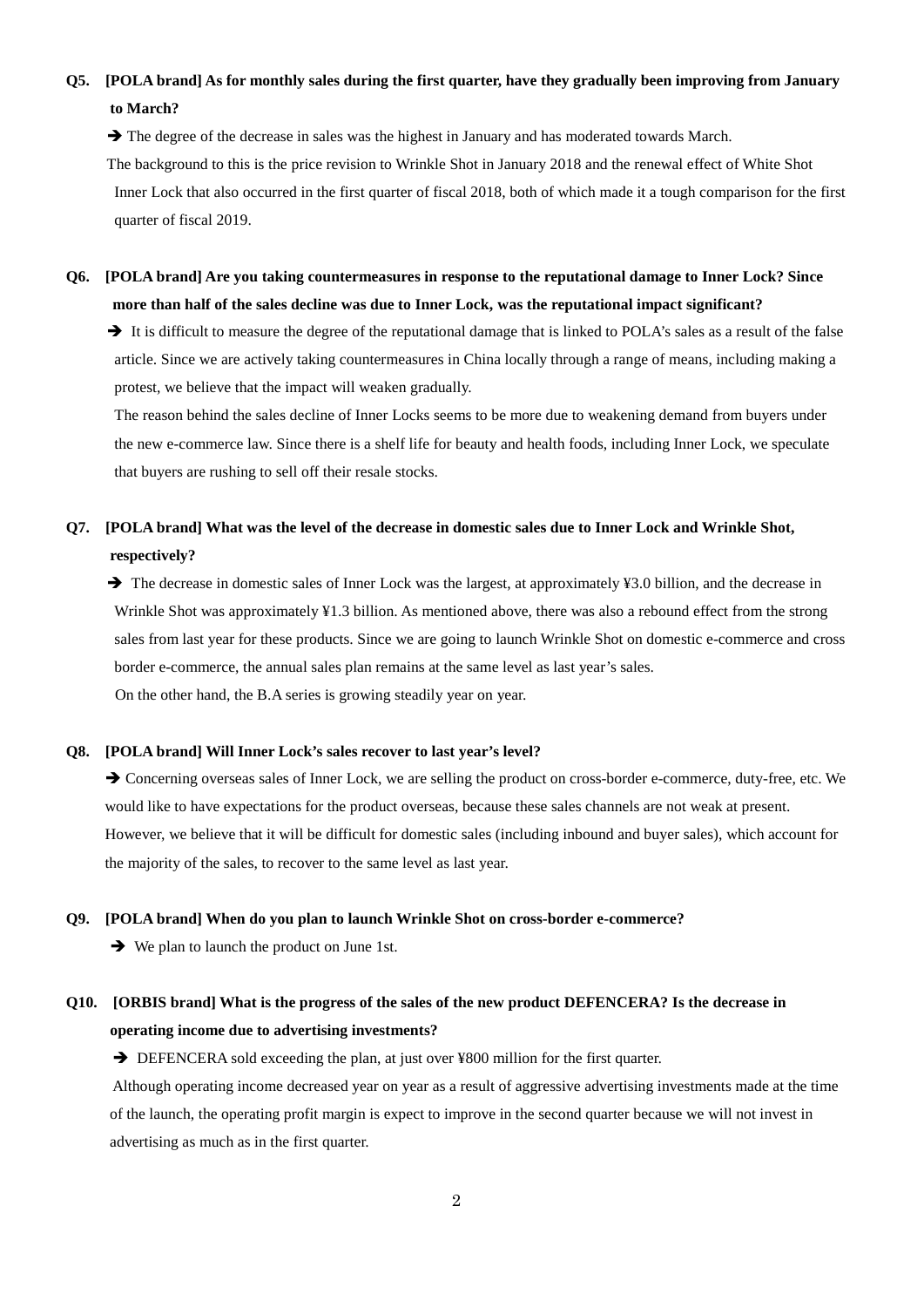**Q5. [POLA brand] As for monthly sales during the first quarter, have they gradually been improving from January to March?**

➔ The degree of the decrease in sales was the highest in January and has moderated towards March.

The background to this is the price revision to Wrinkle Shot in January 2018 and the renewal effect of White Shot Inner Lock that also occurred in the first quarter of fiscal 2018, both of which made it a tough comparison for the first quarter of fiscal 2019.

**Q6. [POLA brand] Are you taking countermeasures in response to the reputational damage to Inner Lock? Since more than half of the sales decline was due to Inner Lock, was the reputational impact significant?**

➔ It is difficult to measure the degree of the reputational damage that is linked to POLA's sales as a result of the false article. Since we are actively taking countermeasures in China locally through a range of means, including making a protest, we believe that the impact will weaken gradually.

The reason behind the sales decline of Inner Locks seems to be more due to weakening demand from buyers under the new e-commerce law. Since there is a shelf life for beauty and health foods, including Inner Lock, we speculate that buyers are rushing to sell off their resale stocks.

**Q7. [POLA brand] What was the level of the decrease in domestic sales due to Inner Lock and Wrinkle Shot, respectively?**

➔ The decrease in domestic sales of Inner Lock was the largest, at approximately ¥3.0 billion, and the decrease in Wrinkle Shot was approximately ¥1.3 billion. As mentioned above, there was also a rebound effect from the strong sales from last year for these products. Since we are going to launch Wrinkle Shot on domestic e-commerce and cross border e-commerce, the annual sales plan remains at the same level as last year's sales.

On the other hand, the B.A series is growing steadily year on year.

**Q8. [POLA brand] Will Inner Lock's sales recover to last year's level?**

➔ Concerning overseas sales of Inner Lock, we are selling the product on cross-border e-commerce, duty-free, etc. We would like to have expectations for the product overseas, because these sales channels are not weak at present. However, we believe that it will be difficult for domestic sales (including inbound and buyer sales), which account for the majority of the sales, to recover to the same level as last year.

**Q9. [POLA brand] When do you plan to launch Wrinkle Shot on cross-border e-commerce?**

➔ We plan to launch the product on June 1st.

**Q10. [ORBIS brand] What is the progress of the sales of the new product DEFENCERA? Is the decrease in operating income due to advertising investments?**

➔ DEFENCERA sold exceeding the plan, at just over ¥800 million for the first quarter.

Although operating income decreased year on year as a result of aggressive advertising investments made at the time of the launch, the operating profit margin is expect to improve in the second quarter because we will not invest in advertising as much as in the first quarter.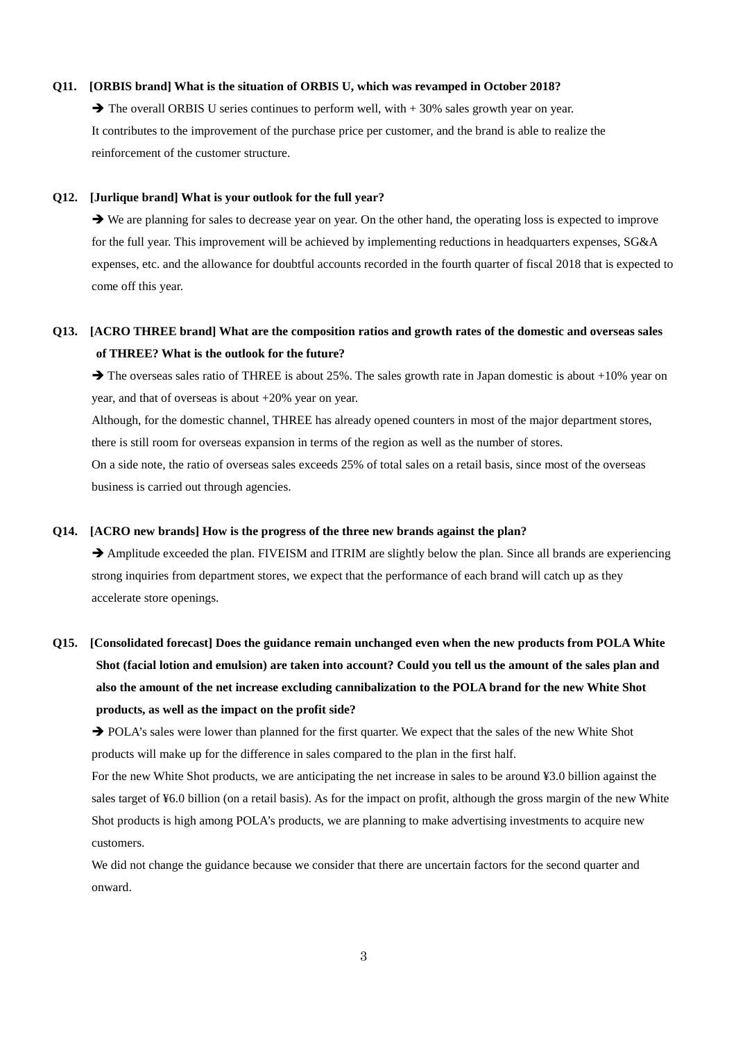**Q11. [ORBIS brand] What is the situation of ORBIS U, which was revamped in October 2018?**

➔ The overall ORBIS U series continues to perform well, with + 30% sales growth year on year. It contributes to the improvement of the purchase price per customer, and the brand is able to realize the reinforcement of the customer structure.

**Q12. [Jurlique brand] What is your outlook for the full year?**

➔ We are planning for sales to decrease year on year. On the other hand, the operating loss is expected to improve for the full year. This improvement will be achieved by implementing reductions in headquarters expenses, SG&A expenses, etc. and the allowance for doubtful accounts recorded in the fourth quarter of fiscal 2018 that is expected to come off this year.

**Q13. [ACRO THREE brand] What are the composition ratios and growth rates of the domestic and overseas sales of THREE? What is the outlook for the future?**

➔ The overseas sales ratio of THREE is about 25%. The sales growth rate in Japan domestic is about +10% year on year, and that of overseas is about +20% year on year.

Although, for the domestic channel, THREE has already opened counters in most of the major department stores, there is still room for overseas expansion in terms of the region as well as the number of stores.

On a side note, the ratio of overseas sales exceeds 25% of total sales on a retail basis, since most of the overseas business is carried out through agencies.

**Q14. [ACRO new brands] How is the progress of the three new brands against the plan?**

➔ Amplitude exceeded the plan. FIVEISM and ITRIM are slightly below the plan. Since all brands are experiencing strong inquiries from department stores, we expect that the performance of each brand will catch up as they accelerate store openings.

**Q15. [Consolidated forecast] Does the guidance remain unchanged even when the new products from POLA White Shot (facial lotion and emulsion) are taken into account? Could you tell us the amount of the sales plan and also the amount of the net increase excluding cannibalization to the POLA brand for the new White Shot products, as well as the impact on the profit side?**

➔ POLA's sales were lower than planned for the first quarter. We expect that the sales of the new White Shot products will make up for the difference in sales compared to the plan in the first half.

For the new White Shot products, we are anticipating the net increase in sales to be around ¥3.0 billion against the sales target of ¥6.0 billion (on a retail basis). As for the impact on profit, although the gross margin of the new White Shot products is high among POLA's products, we are planning to make advertising investments to acquire new customers.

We did not change the guidance because we consider that there are uncertain factors for the second quarter and onward.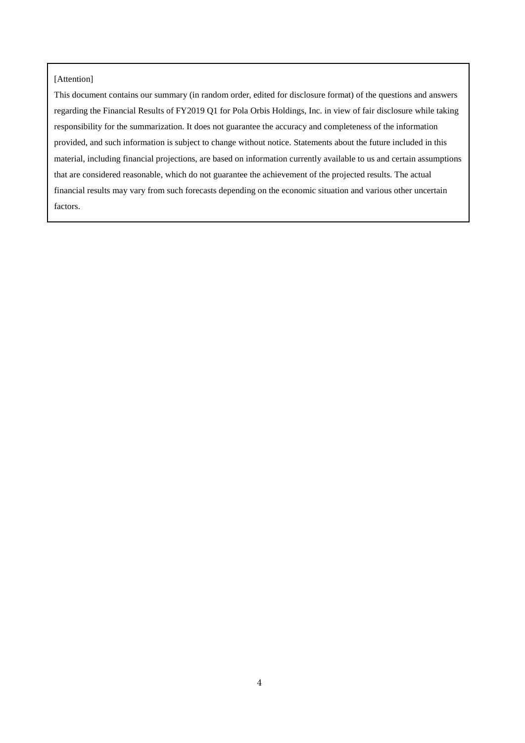[Attention]

This document contains our summary (in random order, edited for disclosure format) of the questions and answers regarding the Financial Results of FY2019 Q1 for Pola Orbis Holdings, Inc. in view of fair disclosure while taking responsibility for the summarization. It does not guarantee the accuracy and completeness of the information provided, and such information is subject to change without notice. Statements about the future included in this material, including financial projections, are based on information currently available to us and certain assumptions that are considered reasonable, which do not guarantee the achievement of the projected results. The actual financial results may vary from such forecasts depending on the economic situation and various other uncertain factors.